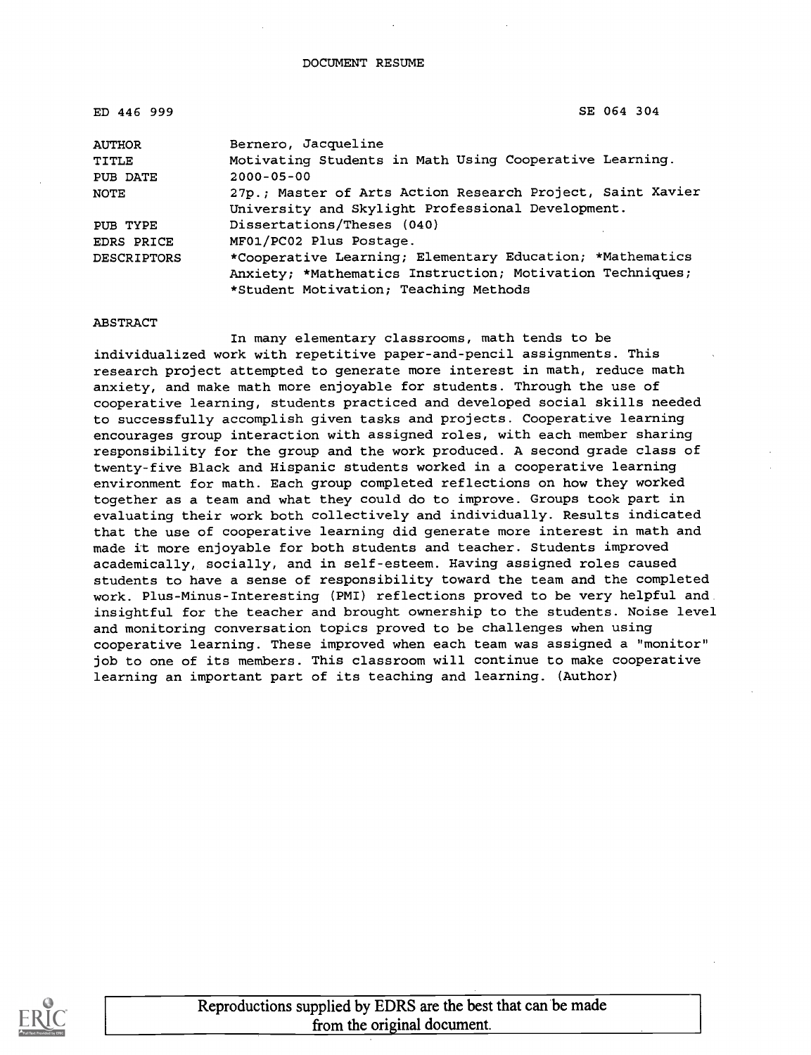DOCUMENT RESUME

ED 446 999 SE 064 304

| | |
|---|---|
| AUTHOR | Bernero, Jacqueline |
| TITLE | Motivating Students in Math Using Cooperative Learning. |
| PUB DATE | 2000-05-00 |
| NOTE | 27p.; Master of Arts Action Research Project, Saint Xavier University and Skylight Professional Development. |
| PUB TYPE | Dissertations/Theses (040) |
| EDRS PRICE | MF01/PC02 Plus Postage. |
| DESCRIPTORS | *Cooperative Learning; Elementary Education; *Mathematics Anxiety; *Mathematics Instruction; Motivation Techniques; *Student Motivation; Teaching Methods |

ABSTRACT

In many elementary classrooms, math tends to be individualized work with repetitive paper-and-pencil assignments. This research project attempted to generate more interest in math, reduce math anxiety, and make math more enjoyable for students. Through the use of cooperative learning, students practiced and developed social skills needed to successfully accomplish given tasks and projects. Cooperative learning encourages group interaction with assigned roles, with each member sharing responsibility for the group and the work produced. A second grade class of twenty-five Black and Hispanic students worked in a cooperative learning environment for math. Each group completed reflections on how they worked together as a team and what they could do to improve. Groups took part in evaluating their work both collectively and individually. Results indicated that the use of cooperative learning did generate more interest in math and made it more enjoyable for both students and teacher. Students improved academically, socially, and in self-esteem. Having assigned roles caused students to have a sense of responsibility toward the team and the completed work. Plus-Minus-Interesting (PMI) reflections proved to be very helpful and insightful for the teacher and brought ownership to the students. Noise level and monitoring conversation topics proved to be challenges when using cooperative learning. These improved when each team was assigned a "monitor" job to one of its members. This classroom will continue to make cooperative learning an important part of its teaching and learning. (Author)

Reproductions supplied by EDRS are the best that can be made from the original document.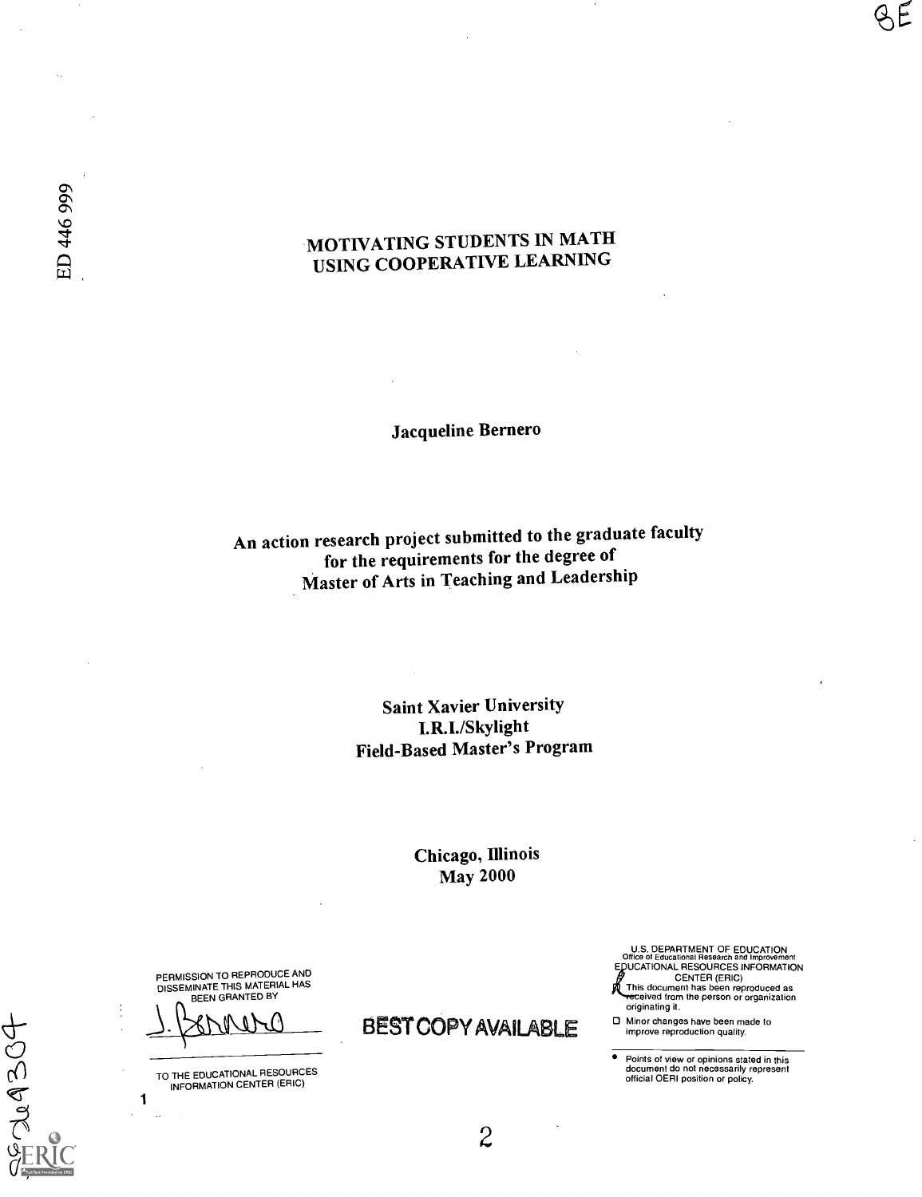ED 446 999

# MOTIVATING STUDENTS IN MATH USING COOPERATIVE LEARNING

Jacqueline Bernero

An action research project submitted to the graduate faculty for the requirements for the degree of Master of Arts in Teaching and Leadership

Saint Xavier University
I.R.I./Skylight
Field-Based Master's Program

Chicago, Illinois
May 2000

PERMISSION TO REPRODUCE AND DISSEMINATE THIS MATERIAL HAS BEEN GRANTED BY

J. Bernero

TO THE EDUCATIONAL RESOURCES INFORMATION CENTER (ERIC)

BEST COPY AVAILABLE

U.S. DEPARTMENT OF EDUCATION
Office of Educational Research and Improvement
EDUCATIONAL RESOURCES INFORMATION CENTER (ERIC)

- This document has been reproduced as received from the person or organization originating it.
- Minor changes have been made to improve reproduction quality.
- Points of view or opinions stated in this document do not necessarily represent official OERI position or policy.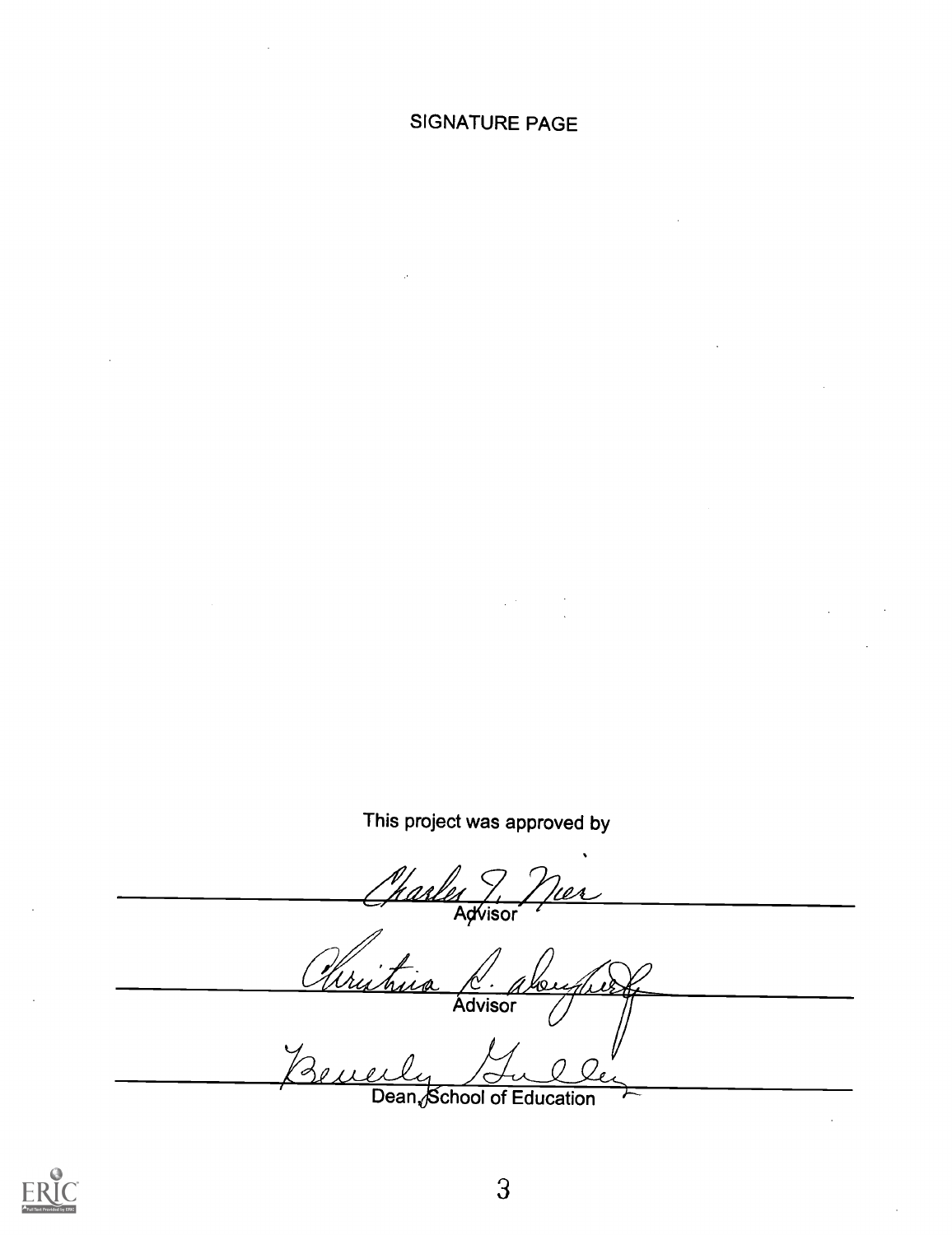# SIGNATURE PAGE

This project was approved by

Charles J. Nier
Advisor

Christina L. Dougherty
Advisor

Beverly Gulley
Dean, School of Education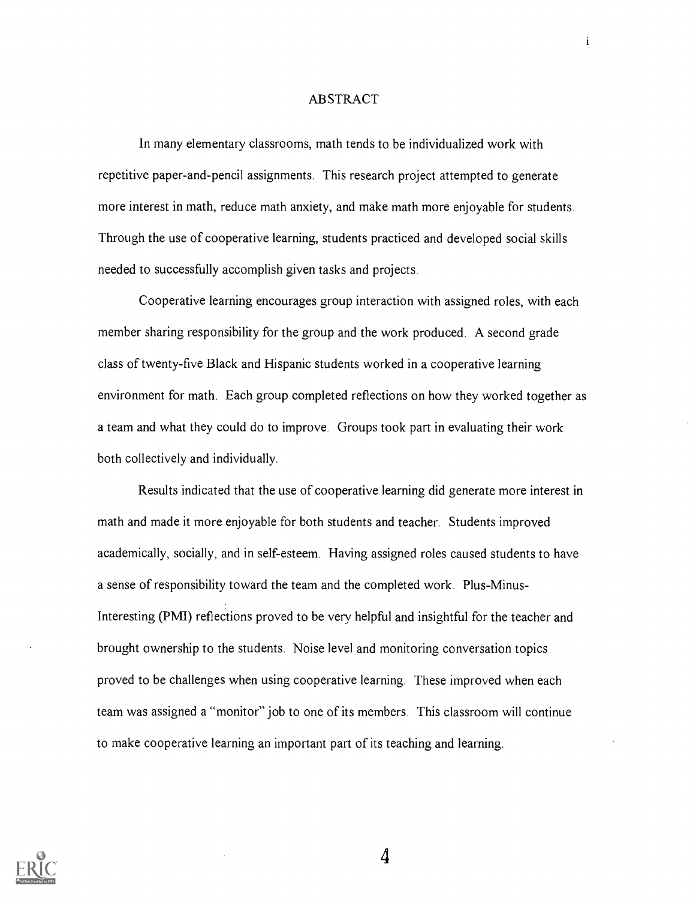# ABSTRACT

In many elementary classrooms, math tends to be individualized work with repetitive paper-and-pencil assignments. This research project attempted to generate more interest in math, reduce math anxiety, and make math more enjoyable for students. Through the use of cooperative learning, students practiced and developed social skills needed to successfully accomplish given tasks and projects.

Cooperative learning encourages group interaction with assigned roles, with each member sharing responsibility for the group and the work produced. A second grade class of twenty-five Black and Hispanic students worked in a cooperative learning environment for math. Each group completed reflections on how they worked together as a team and what they could do to improve. Groups took part in evaluating their work both collectively and individually.

Results indicated that the use of cooperative learning did generate more interest in math and made it more enjoyable for both students and teacher. Students improved academically, socially, and in self-esteem. Having assigned roles caused students to have a sense of responsibility toward the team and the completed work. Plus-Minus-Interesting (PMI) reflections proved to be very helpful and insightful for the teacher and brought ownership to the students. Noise level and monitoring conversation topics proved to be challenges when using cooperative learning. These improved when each team was assigned a "monitor" job to one of its members. This classroom will continue to make cooperative learning an important part of its teaching and learning.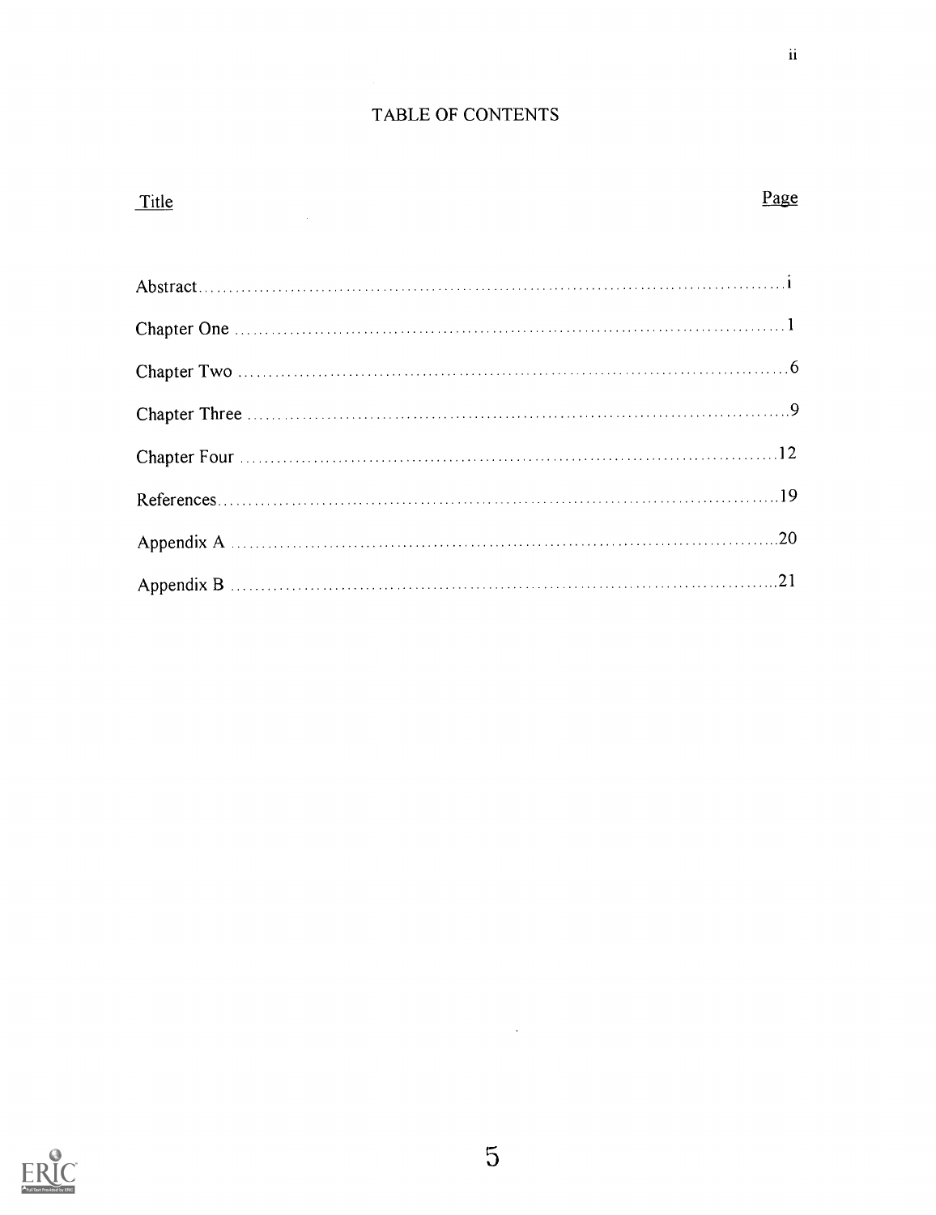# TABLE OF CONTENTS

| Title | Page |
|---|---|
| Abstract | i |
| Chapter One | 1 |
| Chapter Two | 6 |
| Chapter Three | 9 |
| Chapter Four | 12 |
| References | 19 |
| Appendix A | 20 |
| Appendix B | 21 |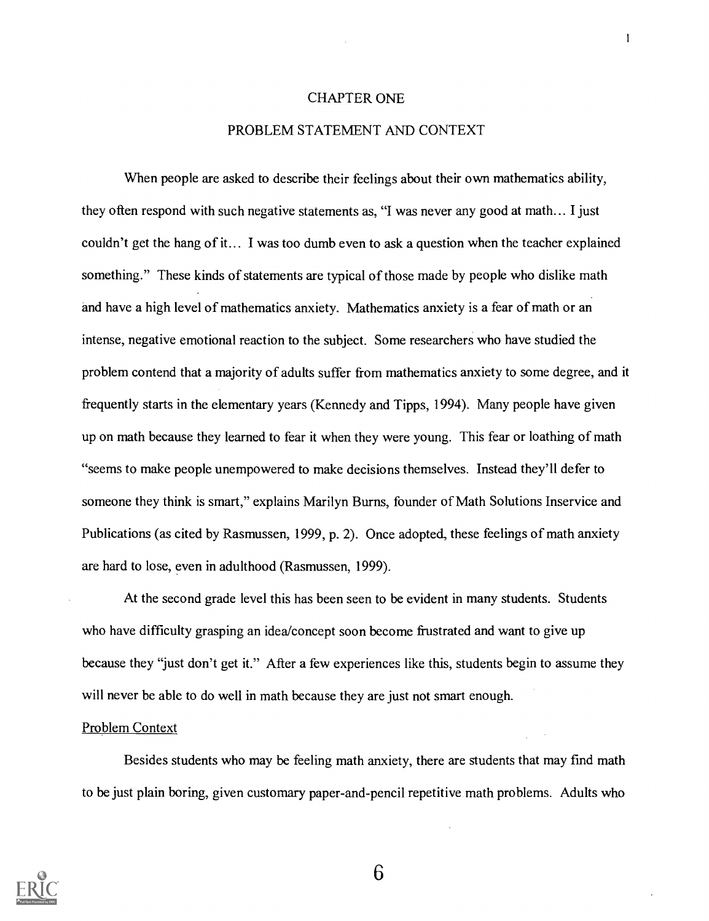# CHAPTER ONE

## PROBLEM STATEMENT AND CONTEXT

When people are asked to describe their feelings about their own mathematics ability, they often respond with such negative statements as, "I was never any good at math... I just couldn't get the hang of it... I was too dumb even to ask a question when the teacher explained something." These kinds of statements are typical of those made by people who dislike math and have a high level of mathematics anxiety. Mathematics anxiety is a fear of math or an intense, negative emotional reaction to the subject. Some researchers who have studied the problem contend that a majority of adults suffer from mathematics anxiety to some degree, and it frequently starts in the elementary years (Kennedy and Tipps, 1994). Many people have given up on math because they learned to fear it when they were young. This fear or loathing of math "seems to make people unempowered to make decisions themselves. Instead they'll defer to someone they think is smart," explains Marilyn Burns, founder of Math Solutions Inservice and Publications (as cited by Rasmussen, 1999, p. 2). Once adopted, these feelings of math anxiety are hard to lose, even in adulthood (Rasmussen, 1999).

At the second grade level this has been seen to be evident in many students. Students who have difficulty grasping an idea/concept soon become frustrated and want to give up because they "just don't get it." After a few experiences like this, students begin to assume they will never be able to do well in math because they are just not smart enough.

### Problem Context

Besides students who may be feeling math anxiety, there are students that may find math to be just plain boring, given customary paper-and-pencil repetitive math problems. Adults who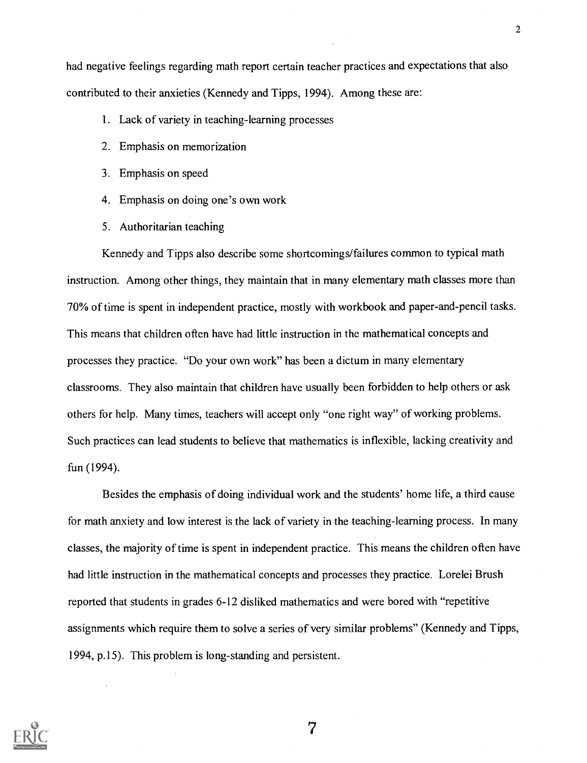had negative feelings regarding math report certain teacher practices and expectations that also contributed to their anxieties (Kennedy and Tipps, 1994). Among these are:

1. Lack of variety in teaching-learning processes
2. Emphasis on memorization
3. Emphasis on speed
4. Emphasis on doing one's own work
5. Authoritarian teaching

Kennedy and Tipps also describe some shortcomings/failures common to typical math instruction. Among other things, they maintain that in many elementary math classes more than 70% of time is spent in independent practice, mostly with workbook and paper-and-pencil tasks. This means that children often have had little instruction in the mathematical concepts and processes they practice. "Do your own work" has been a dictum in many elementary classrooms. They also maintain that children have usually been forbidden to help others or ask others for help. Many times, teachers will accept only "one right way" of working problems. Such practices can lead students to believe that mathematics is inflexible, lacking creativity and fun (1994).

Besides the emphasis of doing individual work and the students' home life, a third cause for math anxiety and low interest is the lack of variety in the teaching-learning process. In many classes, the majority of time is spent in independent practice. This means the children often have had little instruction in the mathematical concepts and processes they practice. Lorelei Brush reported that students in grades 6-12 disliked mathematics and were bored with "repetitive assignments which require them to solve a series of very similar problems" (Kennedy and Tipps, 1994, p.15). This problem is long-standing and persistent.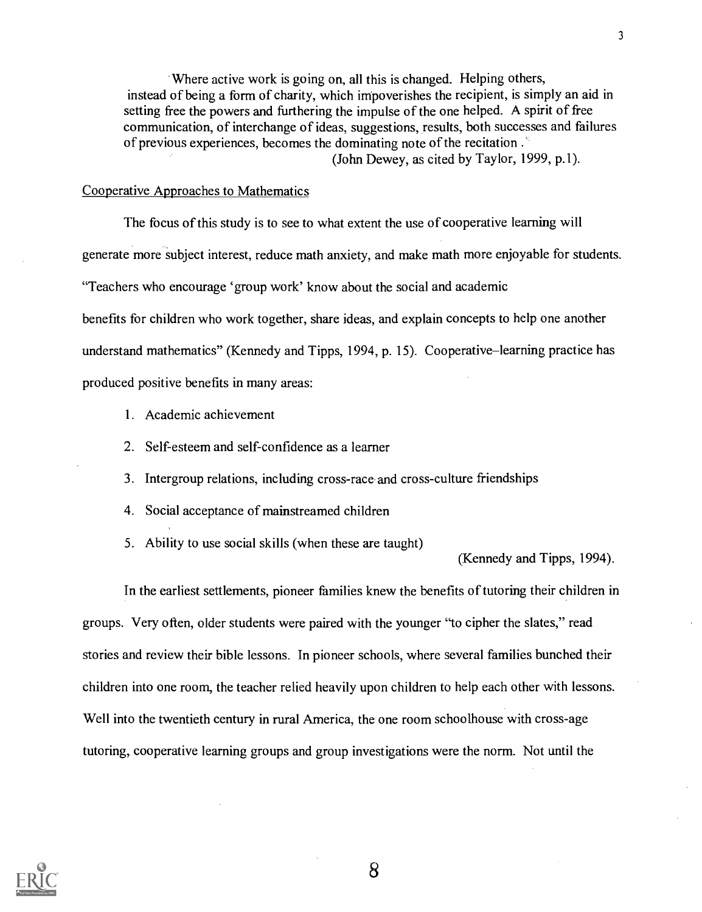> Where active work is going on, all this is changed. Helping others, instead of being a form of charity, which impoverishes the recipient, is simply an aid in setting free the powers and furthering the impulse of the one helped. A spirit of free communication, of interchange of ideas, suggestions, results, both successes and failures of previous experiences, becomes the dominating note of the recitation .
>
> (John Dewey, as cited by Taylor, 1999, p.1).

Cooperative Approaches to Mathematics

The focus of this study is to see to what extent the use of cooperative learning will generate more subject interest, reduce math anxiety, and make math more enjoyable for students. "Teachers who encourage 'group work' know about the social and academic benefits for children who work together, share ideas, and explain concepts to help one another understand mathematics" (Kennedy and Tipps, 1994, p. 15). Cooperative–learning practice has produced positive benefits in many areas:

1. Academic achievement
2. Self-esteem and self-confidence as a learner
3. Intergroup relations, including cross-race and cross-culture friendships
4. Social acceptance of mainstreamed children
5. Ability to use social skills (when these are taught)

(Kennedy and Tipps, 1994).

In the earliest settlements, pioneer families knew the benefits of tutoring their children in groups. Very often, older students were paired with the younger "to cipher the slates," read stories and review their bible lessons. In pioneer schools, where several families bunched their children into one room, the teacher relied heavily upon children to help each other with lessons. Well into the twentieth century in rural America, the one room schoolhouse with cross-age tutoring, cooperative learning groups and group investigations were the norm. Not until the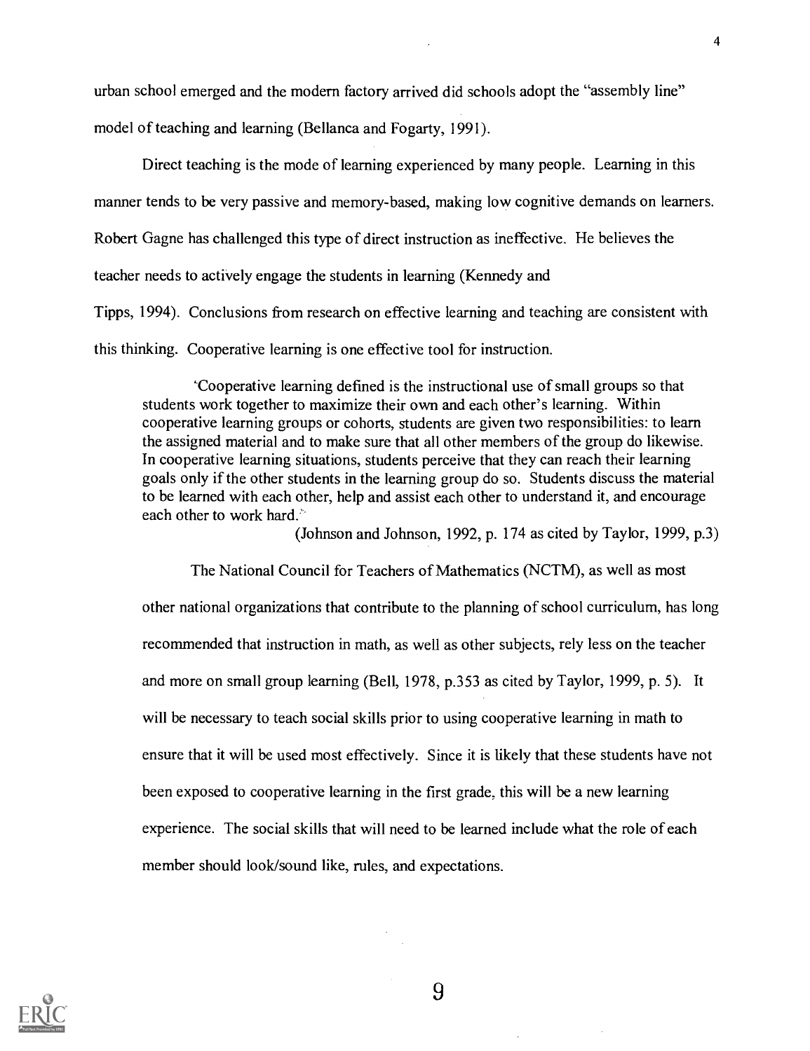urban school emerged and the modern factory arrived did schools adopt the "assembly line" model of teaching and learning (Bellanca and Fogarty, 1991).

Direct teaching is the mode of learning experienced by many people. Learning in this manner tends to be very passive and memory-based, making low cognitive demands on learners. Robert Gagne has challenged this type of direct instruction as ineffective. He believes the teacher needs to actively engage the students in learning (Kennedy and Tipps, 1994). Conclusions from research on effective learning and teaching are consistent with this thinking. Cooperative learning is one effective tool for instruction.

> 'Cooperative learning defined is the instructional use of small groups so that students work together to maximize their own and each other's learning. Within cooperative learning groups or cohorts, students are given two responsibilities: to learn the assigned material and to make sure that all other members of the group do likewise. In cooperative learning situations, students perceive that they can reach their learning goals only if the other students in the learning group do so. Students discuss the material to be learned with each other, help and assist each other to understand it, and encourage each other to work hard.'
>
> (Johnson and Johnson, 1992, p. 174 as cited by Taylor, 1999, p.3)

The National Council for Teachers of Mathematics (NCTM), as well as most other national organizations that contribute to the planning of school curriculum, has long recommended that instruction in math, as well as other subjects, rely less on the teacher and more on small group learning (Bell, 1978, p.353 as cited by Taylor, 1999, p. 5). It will be necessary to teach social skills prior to using cooperative learning in math to ensure that it will be used most effectively. Since it is likely that these students have not been exposed to cooperative learning in the first grade, this will be a new learning experience. The social skills that will need to be learned include what the role of each member should look/sound like, rules, and expectations.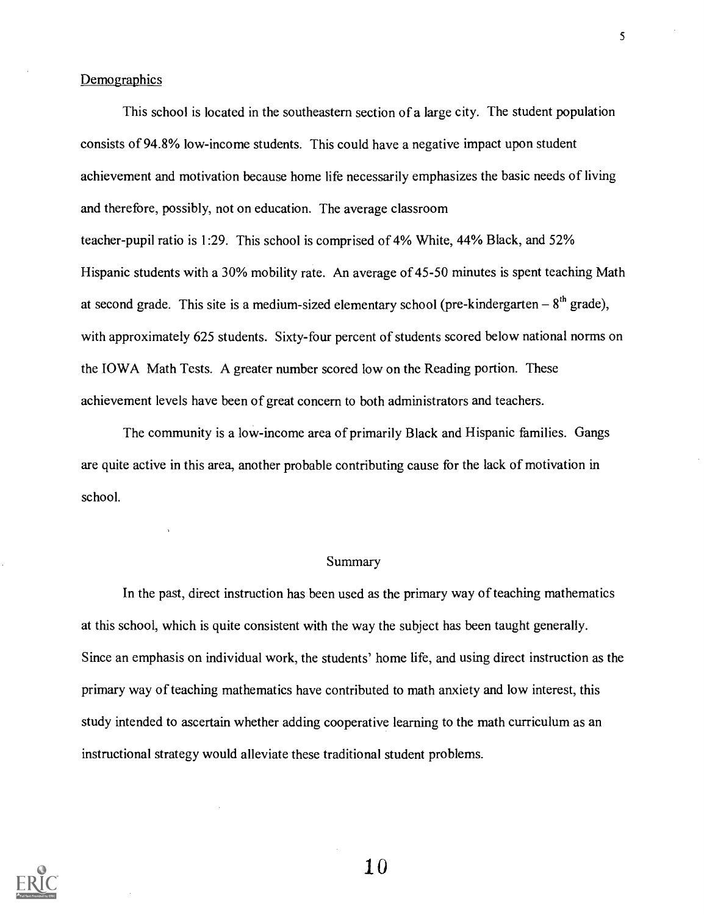Demographics

This school is located in the southeastern section of a large city. The student population consists of 94.8% low-income students. This could have a negative impact upon student achievement and motivation because home life necessarily emphasizes the basic needs of living and therefore, possibly, not on education. The average classroom teacher-pupil ratio is 1:29. This school is comprised of 4% White, 44% Black, and 52% Hispanic students with a 30% mobility rate. An average of 45-50 minutes is spent teaching Math at second grade. This site is a medium-sized elementary school (pre-kindergarten – 8th grade), with approximately 625 students. Sixty-four percent of students scored below national norms on the IOWA Math Tests. A greater number scored low on the Reading portion. These achievement levels have been of great concern to both administrators and teachers.

The community is a low-income area of primarily Black and Hispanic families. Gangs are quite active in this area, another probable contributing cause for the lack of motivation in school.

## Summary

In the past, direct instruction has been used as the primary way of teaching mathematics at this school, which is quite consistent with the way the subject has been taught generally. Since an emphasis on individual work, the students' home life, and using direct instruction as the primary way of teaching mathematics have contributed to math anxiety and low interest, this study intended to ascertain whether adding cooperative learning to the math curriculum as an instructional strategy would alleviate these traditional student problems.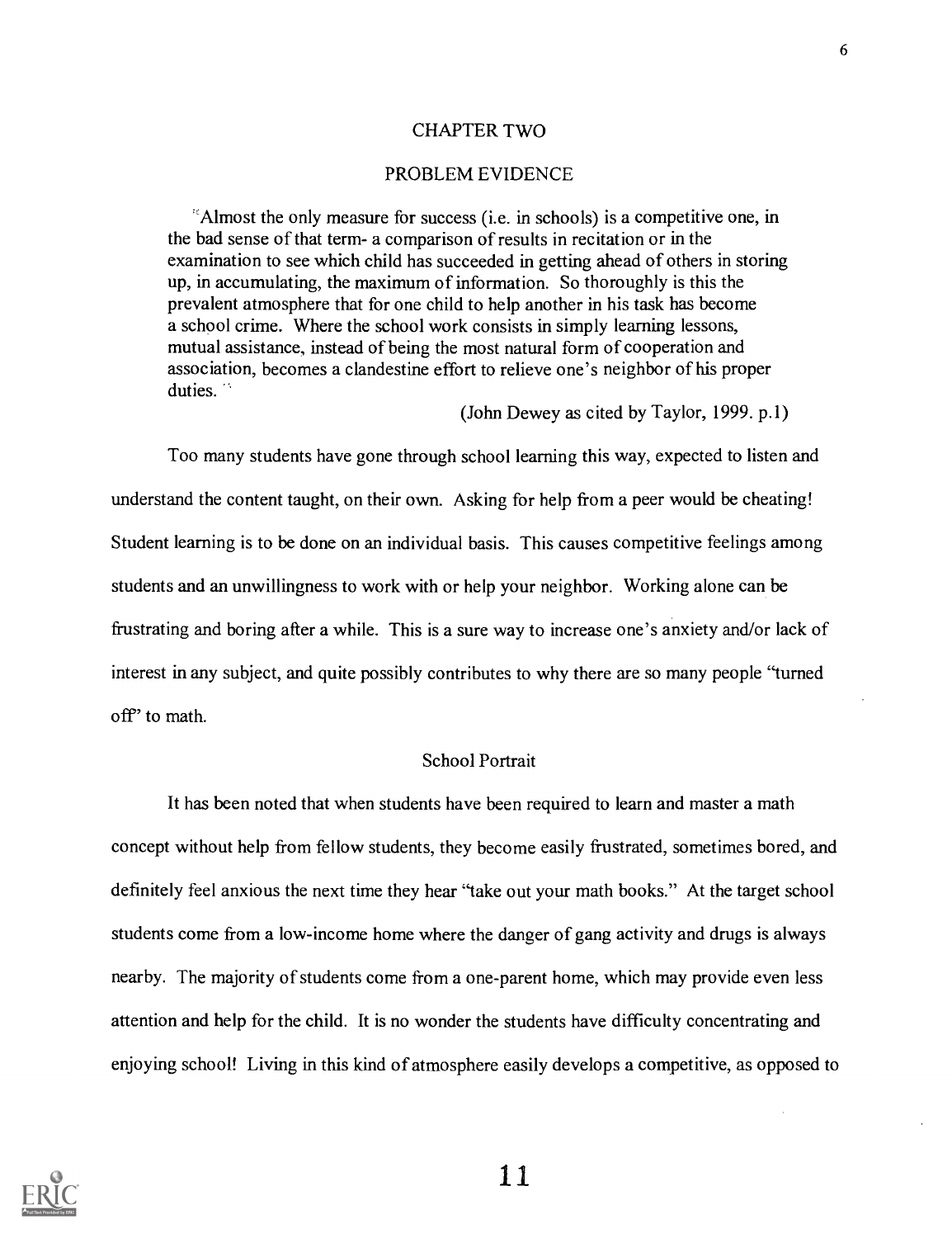# CHAPTER TWO

## PROBLEM EVIDENCE

> "Almost the only measure for success (i.e. in schools) is a competitive one, in the bad sense of that term- a comparison of results in recitation or in the examination to see which child has succeeded in getting ahead of others in storing up, in accumulating, the maximum of information. So thoroughly is this the prevalent atmosphere that for one child to help another in his task has become a school crime. Where the school work consists in simply learning lessons, mutual assistance, instead of being the most natural form of cooperation and association, becomes a clandestine effort to relieve one's neighbor of his proper duties."
>
> (John Dewey as cited by Taylor, 1999. p.1)

Too many students have gone through school learning this way, expected to listen and understand the content taught, on their own. Asking for help from a peer would be cheating! Student learning is to be done on an individual basis. This causes competitive feelings among students and an unwillingness to work with or help your neighbor. Working alone can be frustrating and boring after a while. This is a sure way to increase one's anxiety and/or lack of interest in any subject, and quite possibly contributes to why there are so many people "turned off" to math.

### School Portrait

It has been noted that when students have been required to learn and master a math concept without help from fellow students, they become easily frustrated, sometimes bored, and definitely feel anxious the next time they hear "take out your math books." At the target school students come from a low-income home where the danger of gang activity and drugs is always nearby. The majority of students come from a one-parent home, which may provide even less attention and help for the child. It is no wonder the students have difficulty concentrating and enjoying school! Living in this kind of atmosphere easily develops a competitive, as opposed to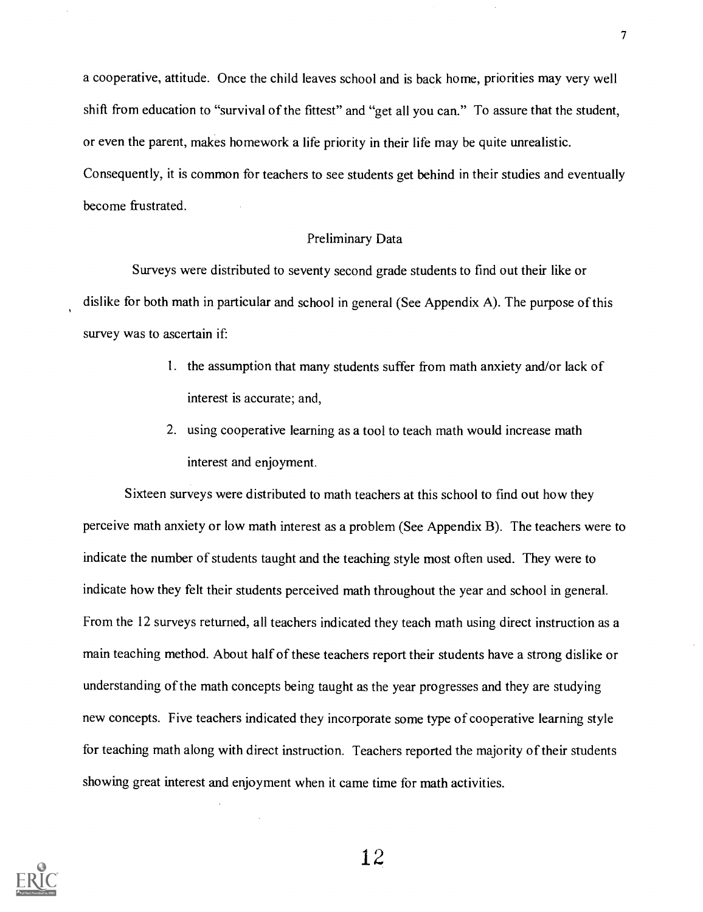a cooperative, attitude. Once the child leaves school and is back home, priorities may very well shift from education to "survival of the fittest" and "get all you can." To assure that the student, or even the parent, makes homework a life priority in their life may be quite unrealistic. Consequently, it is common for teachers to see students get behind in their studies and eventually become frustrated.

## Preliminary Data

Surveys were distributed to seventy second grade students to find out their like or dislike for both math in particular and school in general (See Appendix A). The purpose of this survey was to ascertain if:

1. the assumption that many students suffer from math anxiety and/or lack of interest is accurate; and,
2. using cooperative learning as a tool to teach math would increase math interest and enjoyment.

Sixteen surveys were distributed to math teachers at this school to find out how they perceive math anxiety or low math interest as a problem (See Appendix B). The teachers were to indicate the number of students taught and the teaching style most often used. They were to indicate how they felt their students perceived math throughout the year and school in general. From the 12 surveys returned, all teachers indicated they teach math using direct instruction as a main teaching method. About half of these teachers report their students have a strong dislike or understanding of the math concepts being taught as the year progresses and they are studying new concepts. Five teachers indicated they incorporate some type of cooperative learning style for teaching math along with direct instruction. Teachers reported the majority of their students showing great interest and enjoyment when it came time for math activities.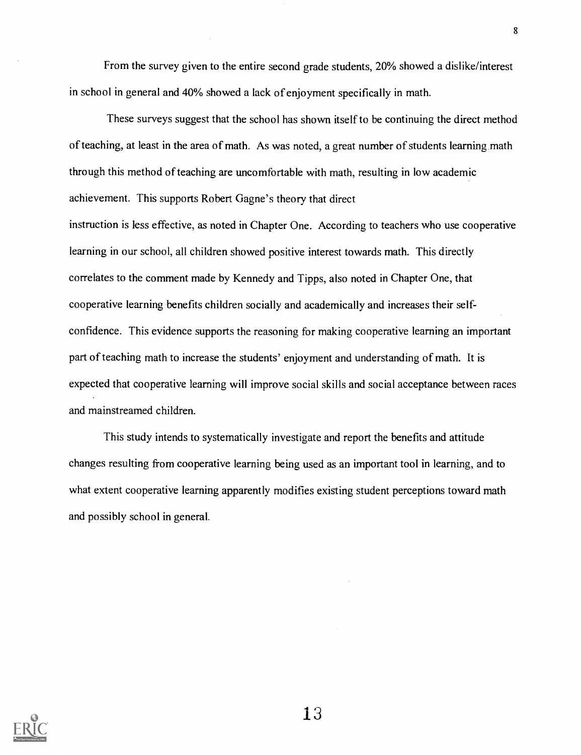From the survey given to the entire second grade students, 20% showed a dislike/interest in school in general and 40% showed a lack of enjoyment specifically in math.

These surveys suggest that the school has shown itself to be continuing the direct method of teaching, at least in the area of math. As was noted, a great number of students learning math through this method of teaching are uncomfortable with math, resulting in low academic achievement. This supports Robert Gagne's theory that direct instruction is less effective, as noted in Chapter One. According to teachers who use cooperative learning in our school, all children showed positive interest towards math. This directly correlates to the comment made by Kennedy and Tipps, also noted in Chapter One, that cooperative learning benefits children socially and academically and increases their self-confidence. This evidence supports the reasoning for making cooperative learning an important part of teaching math to increase the students' enjoyment and understanding of math. It is expected that cooperative learning will improve social skills and social acceptance between races and mainstreamed children.

This study intends to systematically investigate and report the benefits and attitude changes resulting from cooperative learning being used as an important tool in learning, and to what extent cooperative learning apparently modifies existing student perceptions toward math and possibly school in general.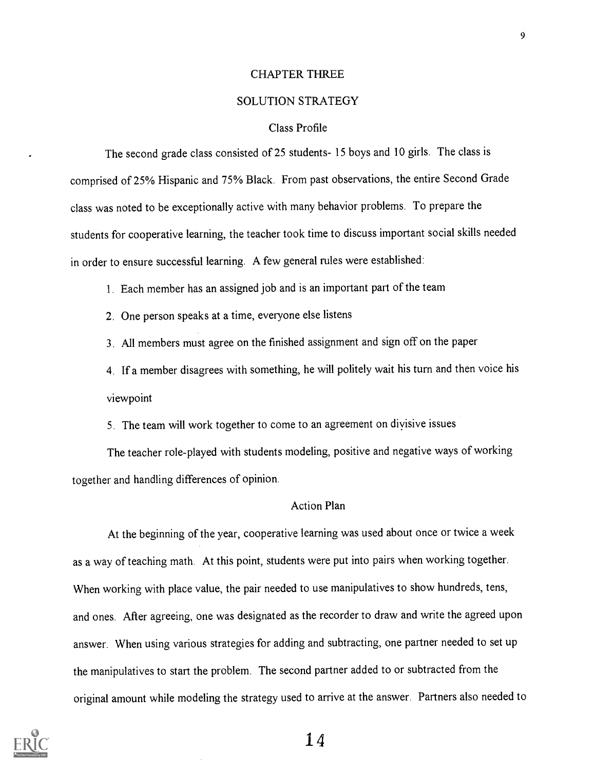# CHAPTER THREE

## SOLUTION STRATEGY

### Class Profile

The second grade class consisted of 25 students- 15 boys and 10 girls. The class is comprised of 25% Hispanic and 75% Black. From past observations, the entire Second Grade class was noted to be exceptionally active with many behavior problems. To prepare the students for cooperative learning, the teacher took time to discuss important social skills needed in order to ensure successful learning. A few general rules were established:

1. Each member has an assigned job and is an important part of the team
2. One person speaks at a time, everyone else listens
3. All members must agree on the finished assignment and sign off on the paper
4. If a member disagrees with something, he will politely wait his turn and then voice his viewpoint
5. The team will work together to come to an agreement on divisive issues

The teacher role-played with students modeling, positive and negative ways of working together and handling differences of opinion.

### Action Plan

At the beginning of the year, cooperative learning was used about once or twice a week as a way of teaching math. At this point, students were put into pairs when working together. When working with place value, the pair needed to use manipulatives to show hundreds, tens, and ones. After agreeing, one was designated as the recorder to draw and write the agreed upon answer. When using various strategies for adding and subtracting, one partner needed to set up the manipulatives to start the problem. The second partner added to or subtracted from the original amount while modeling the strategy used to arrive at the answer. Partners also needed to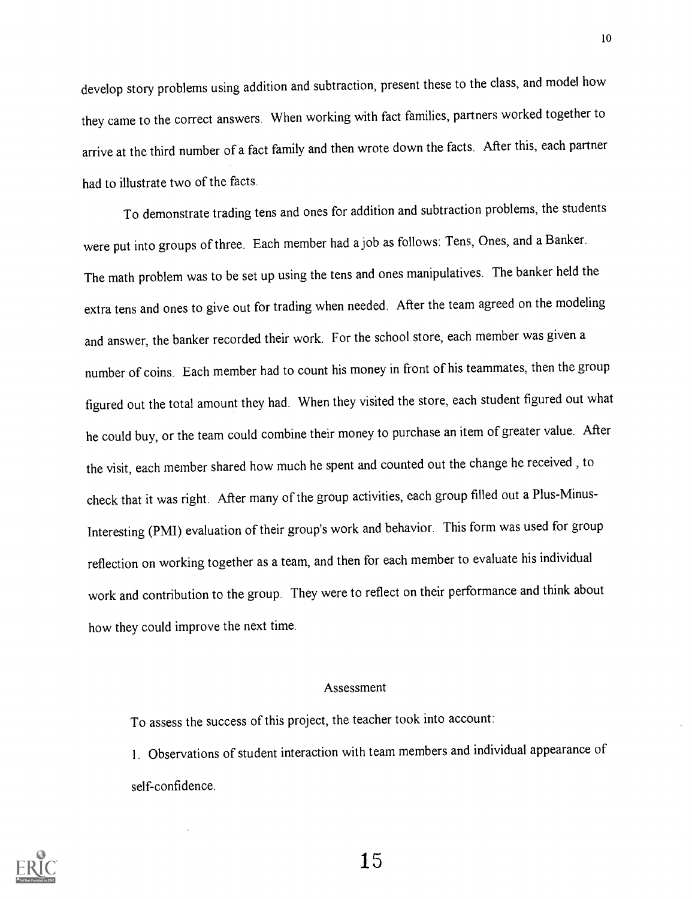develop story problems using addition and subtraction, present these to the class, and model how they came to the correct answers. When working with fact families, partners worked together to arrive at the third number of a fact family and then wrote down the facts. After this, each partner had to illustrate two of the facts.

To demonstrate trading tens and ones for addition and subtraction problems, the students were put into groups of three. Each member had a job as follows: Tens, Ones, and a Banker. The math problem was to be set up using the tens and ones manipulatives. The banker held the extra tens and ones to give out for trading when needed. After the team agreed on the modeling and answer, the banker recorded their work. For the school store, each member was given a number of coins. Each member had to count his money in front of his teammates, then the group figured out the total amount they had. When they visited the store, each student figured out what he could buy, or the team could combine their money to purchase an item of greater value. After the visit, each member shared how much he spent and counted out the change he received , to check that it was right. After many of the group activities, each group filled out a Plus-Minus-Interesting (PMI) evaluation of their group's work and behavior. This form was used for group reflection on working together as a team, and then for each member to evaluate his individual work and contribution to the group. They were to reflect on their performance and think about how they could improve the next time.

## Assessment

To assess the success of this project, the teacher took into account:

1. Observations of student interaction with team members and individual appearance of self-confidence.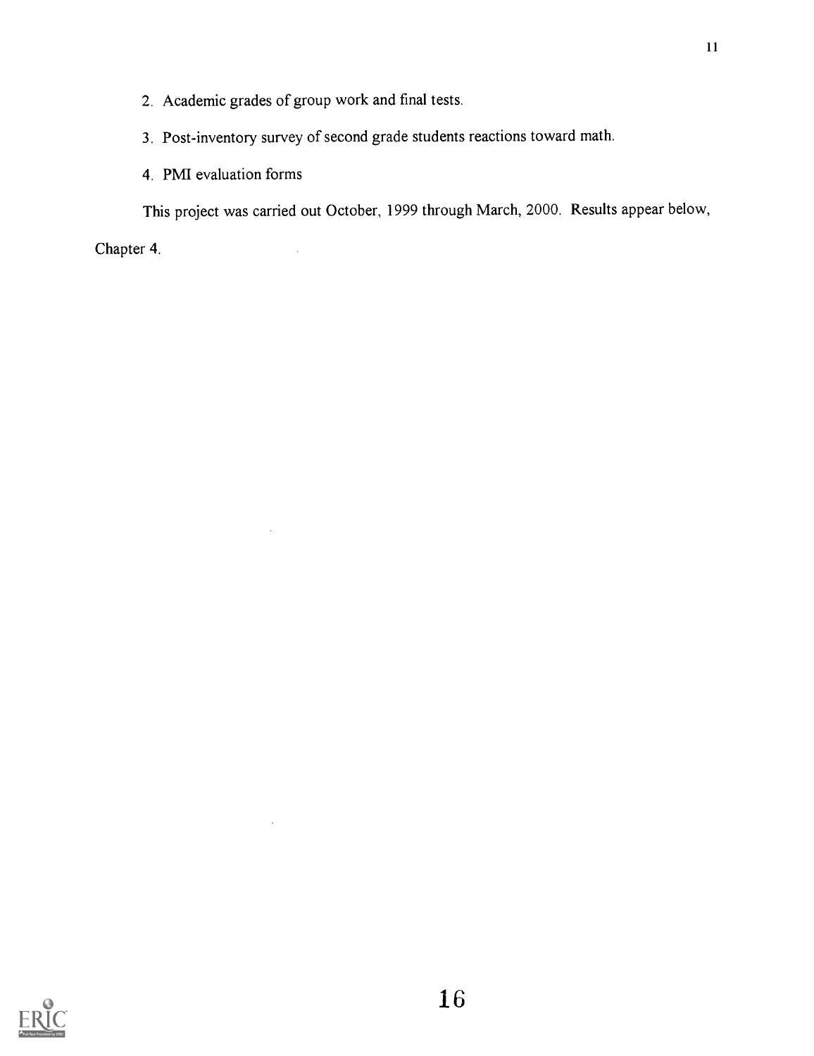2. Academic grades of group work and final tests.
3. Post-inventory survey of second grade students reactions toward math.
4. PMI evaluation forms

This project was carried out October, 1999 through March, 2000. Results appear below, Chapter 4.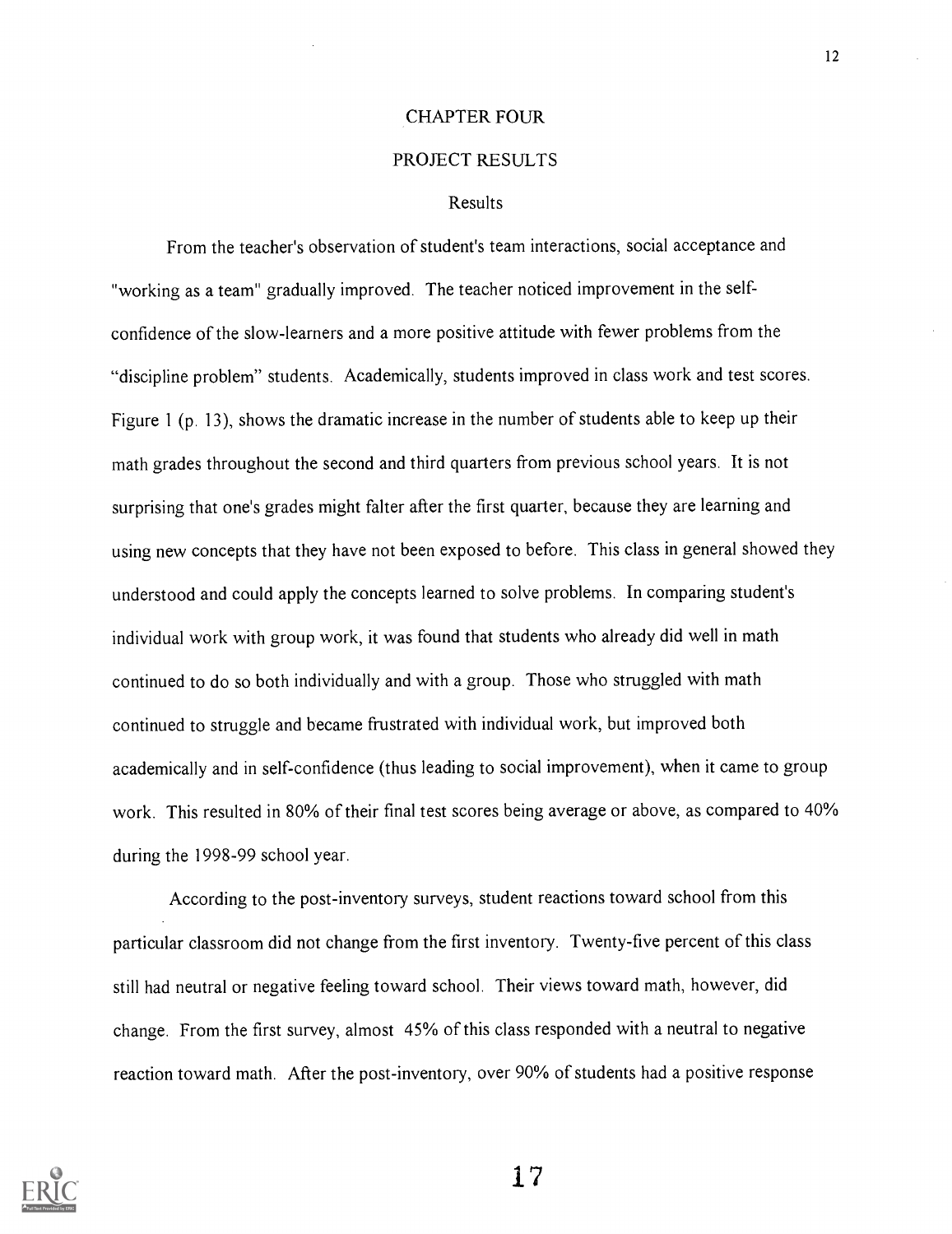# CHAPTER FOUR

## PROJECT RESULTS

### Results

From the teacher's observation of student's team interactions, social acceptance and "working as a team" gradually improved. The teacher noticed improvement in the self-confidence of the slow-learners and a more positive attitude with fewer problems from the "discipline problem" students. Academically, students improved in class work and test scores. Figure 1 (p. 13), shows the dramatic increase in the number of students able to keep up their math grades throughout the second and third quarters from previous school years. It is not surprising that one's grades might falter after the first quarter, because they are learning and using new concepts that they have not been exposed to before. This class in general showed they understood and could apply the concepts learned to solve problems. In comparing student's individual work with group work, it was found that students who already did well in math continued to do so both individually and with a group. Those who struggled with math continued to struggle and became frustrated with individual work, but improved both academically and in self-confidence (thus leading to social improvement), when it came to group work. This resulted in 80% of their final test scores being average or above, as compared to 40% during the 1998-99 school year.

According to the post-inventory surveys, student reactions toward school from this particular classroom did not change from the first inventory. Twenty-five percent of this class still had neutral or negative feeling toward school. Their views toward math, however, did change. From the first survey, almost 45% of this class responded with a neutral to negative reaction toward math. After the post-inventory, over 90% of students had a positive response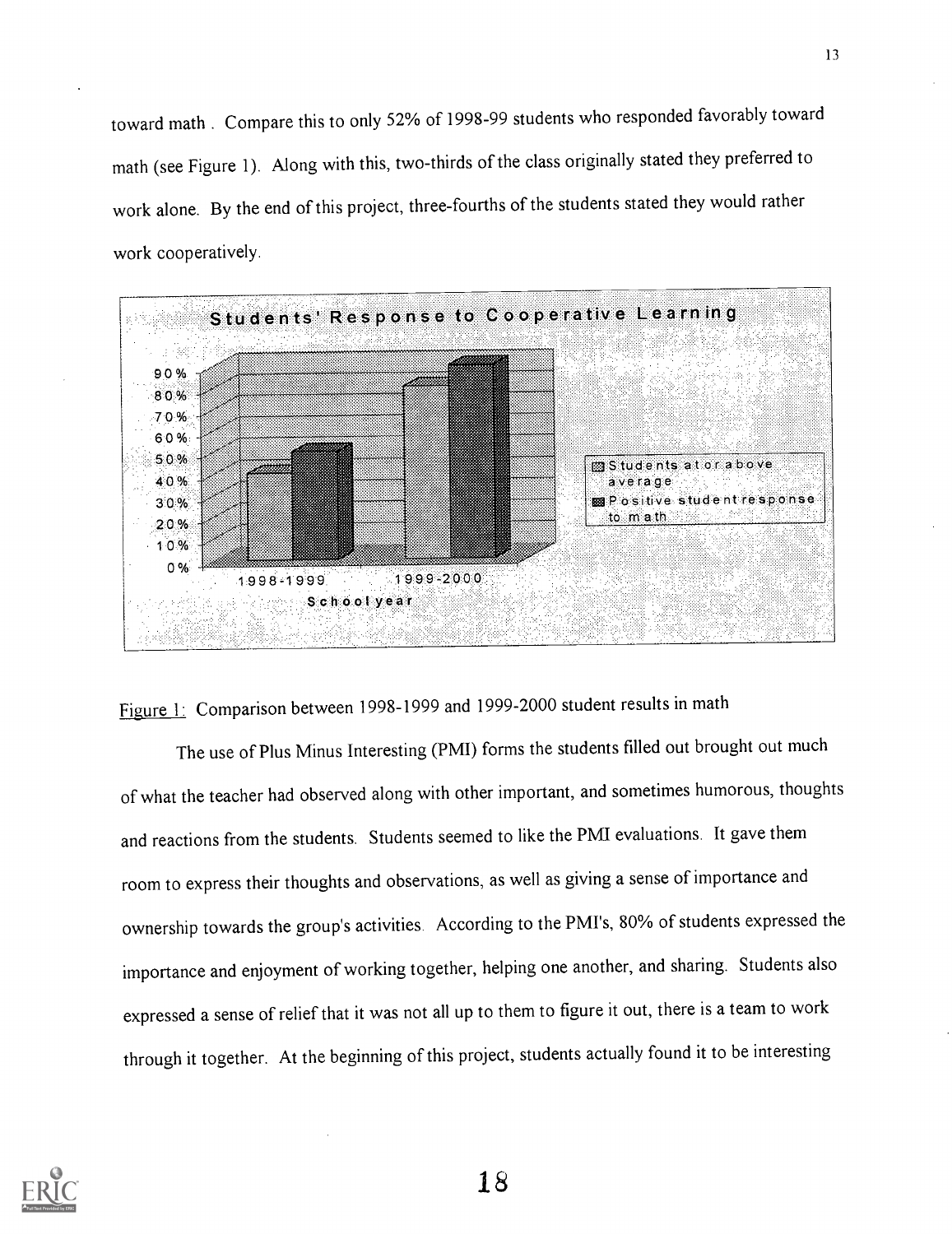toward math . Compare this to only 52% of 1998-99 students who responded favorably toward math (see Figure 1). Along with this, two-thirds of the class originally stated they preferred to work alone. By the end of this project, three-fourths of the students stated they would rather work cooperatively.

Figure 1: Comparison between 1998-1999 and 1999-2000 student results in math

The use of Plus Minus Interesting (PMI) forms the students filled out brought out much of what the teacher had observed along with other important, and sometimes humorous, thoughts and reactions from the students. Students seemed to like the PMI evaluations. It gave them room to express their thoughts and observations, as well as giving a sense of importance and ownership towards the group's activities. According to the PMI's, 80% of students expressed the importance and enjoyment of working together, helping one another, and sharing. Students also expressed a sense of relief that it was not all up to them to figure it out, there is a team to work through it together. At the beginning of this project, students actually found it to be interesting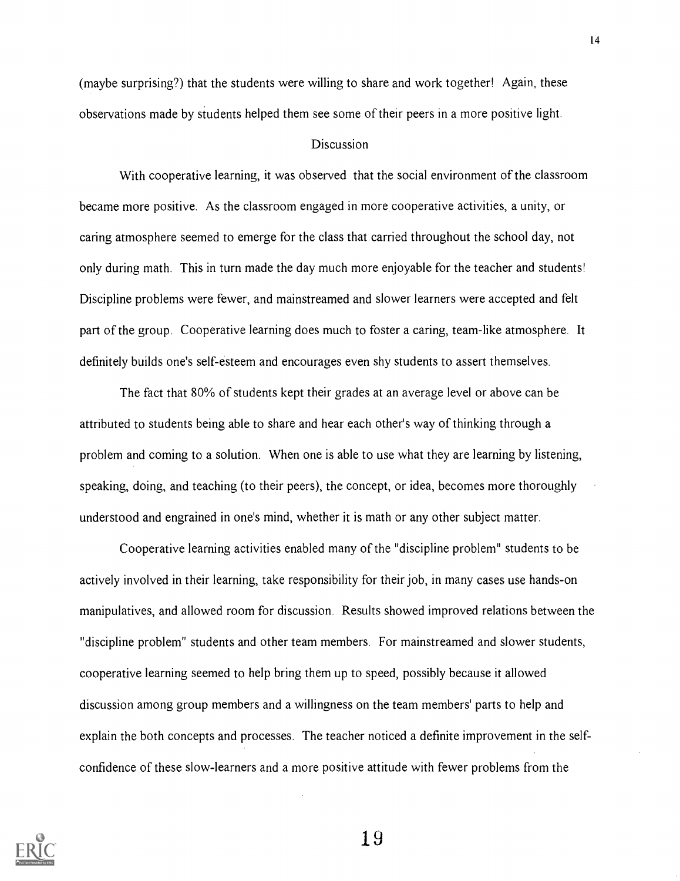(maybe surprising?) that the students were willing to share and work together! Again, these observations made by students helped them see some of their peers in a more positive light.

## Discussion

With cooperative learning, it was observed that the social environment of the classroom became more positive. As the classroom engaged in more cooperative activities, a unity, or caring atmosphere seemed to emerge for the class that carried throughout the school day, not only during math. This in turn made the day much more enjoyable for the teacher and students! Discipline problems were fewer, and mainstreamed and slower learners were accepted and felt part of the group. Cooperative learning does much to foster a caring, team-like atmosphere. It definitely builds one's self-esteem and encourages even shy students to assert themselves.

The fact that 80% of students kept their grades at an average level or above can be attributed to students being able to share and hear each other's way of thinking through a problem and coming to a solution. When one is able to use what they are learning by listening, speaking, doing, and teaching (to their peers), the concept, or idea, becomes more thoroughly understood and engrained in one's mind, whether it is math or any other subject matter.

Cooperative learning activities enabled many of the "discipline problem" students to be actively involved in their learning, take responsibility for their job, in many cases use hands-on manipulatives, and allowed room for discussion. Results showed improved relations between the "discipline problem" students and other team members. For mainstreamed and slower students, cooperative learning seemed to help bring them up to speed, possibly because it allowed discussion among group members and a willingness on the team members' parts to help and explain the both concepts and processes. The teacher noticed a definite improvement in the self-confidence of these slow-learners and a more positive attitude with fewer problems from the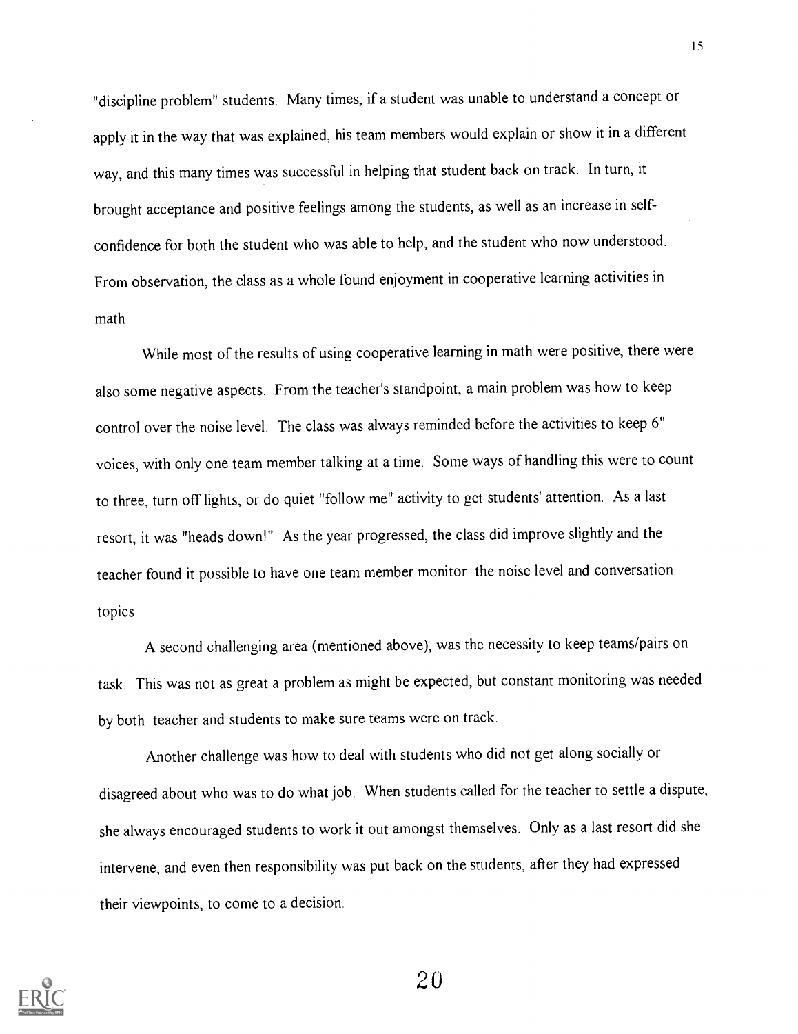"discipline problem" students. Many times, if a student was unable to understand a concept or apply it in the way that was explained, his team members would explain or show it in a different way, and this many times was successful in helping that student back on track. In turn, it brought acceptance and positive feelings among the students, as well as an increase in self-confidence for both the student who was able to help, and the student who now understood. From observation, the class as a whole found enjoyment in cooperative learning activities in math.

While most of the results of using cooperative learning in math were positive, there were also some negative aspects. From the teacher's standpoint, a main problem was how to keep control over the noise level. The class was always reminded before the activities to keep 6" voices, with only one team member talking at a time. Some ways of handling this were to count to three, turn off lights, or do quiet "follow me" activity to get students' attention. As a last resort, it was "heads down!" As the year progressed, the class did improve slightly and the teacher found it possible to have one team member monitor the noise level and conversation topics.

A second challenging area (mentioned above), was the necessity to keep teams/pairs on task. This was not as great a problem as might be expected, but constant monitoring was needed by both teacher and students to make sure teams were on track.

Another challenge was how to deal with students who did not get along socially or disagreed about who was to do what job. When students called for the teacher to settle a dispute, she always encouraged students to work it out amongst themselves. Only as a last resort did she intervene, and even then responsibility was put back on the students, after they had expressed their viewpoints, to come to a decision.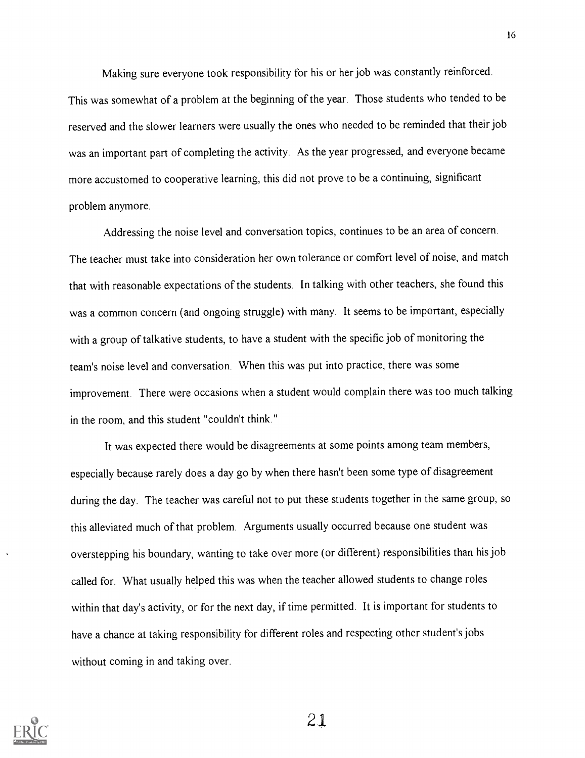Making sure everyone took responsibility for his or her job was constantly reinforced. This was somewhat of a problem at the beginning of the year. Those students who tended to be reserved and the slower learners were usually the ones who needed to be reminded that their job was an important part of completing the activity. As the year progressed, and everyone became more accustomed to cooperative learning, this did not prove to be a continuing, significant problem anymore.

Addressing the noise level and conversation topics, continues to be an area of concern. The teacher must take into consideration her own tolerance or comfort level of noise, and match that with reasonable expectations of the students. In talking with other teachers, she found this was a common concern (and ongoing struggle) with many. It seems to be important, especially with a group of talkative students, to have a student with the specific job of monitoring the team's noise level and conversation. When this was put into practice, there was some improvement. There were occasions when a student would complain there was too much talking in the room, and this student "couldn't think."

It was expected there would be disagreements at some points among team members, especially because rarely does a day go by when there hasn't been some type of disagreement during the day. The teacher was careful not to put these students together in the same group, so this alleviated much of that problem. Arguments usually occurred because one student was overstepping his boundary, wanting to take over more (or different) responsibilities than his job called for. What usually helped this was when the teacher allowed students to change roles within that day's activity, or for the next day, if time permitted. It is important for students to have a chance at taking responsibility for different roles and respecting other student's jobs without coming in and taking over.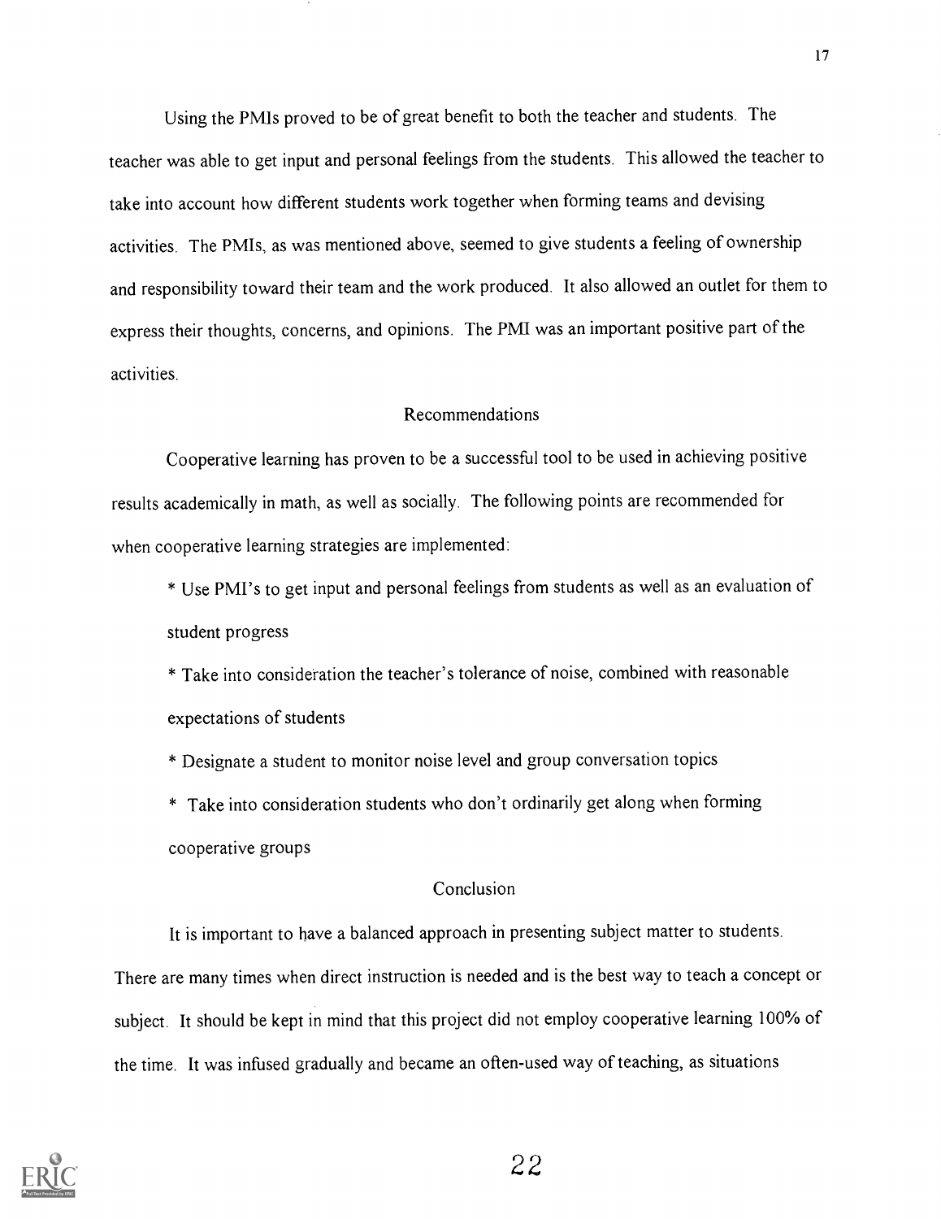Using the PMIs proved to be of great benefit to both the teacher and students. The teacher was able to get input and personal feelings from the students. This allowed the teacher to take into account how different students work together when forming teams and devising activities. The PMIs, as was mentioned above, seemed to give students a feeling of ownership and responsibility toward their team and the work produced. It also allowed an outlet for them to express their thoughts, concerns, and opinions. The PMI was an important positive part of the activities.

## Recommendations

Cooperative learning has proven to be a successful tool to be used in achieving positive results academically in math, as well as socially. The following points are recommended for when cooperative learning strategies are implemented:

* Use PMI's to get input and personal feelings from students as well as an evaluation of student progress
* Take into consideration the teacher's tolerance of noise, combined with reasonable expectations of students
* Designate a student to monitor noise level and group conversation topics
* Take into consideration students who don't ordinarily get along when forming cooperative groups

## Conclusion

It is important to have a balanced approach in presenting subject matter to students. There are many times when direct instruction is needed and is the best way to teach a concept or subject. It should be kept in mind that this project did not employ cooperative learning 100% of the time. It was infused gradually and became an often-used way of teaching, as situations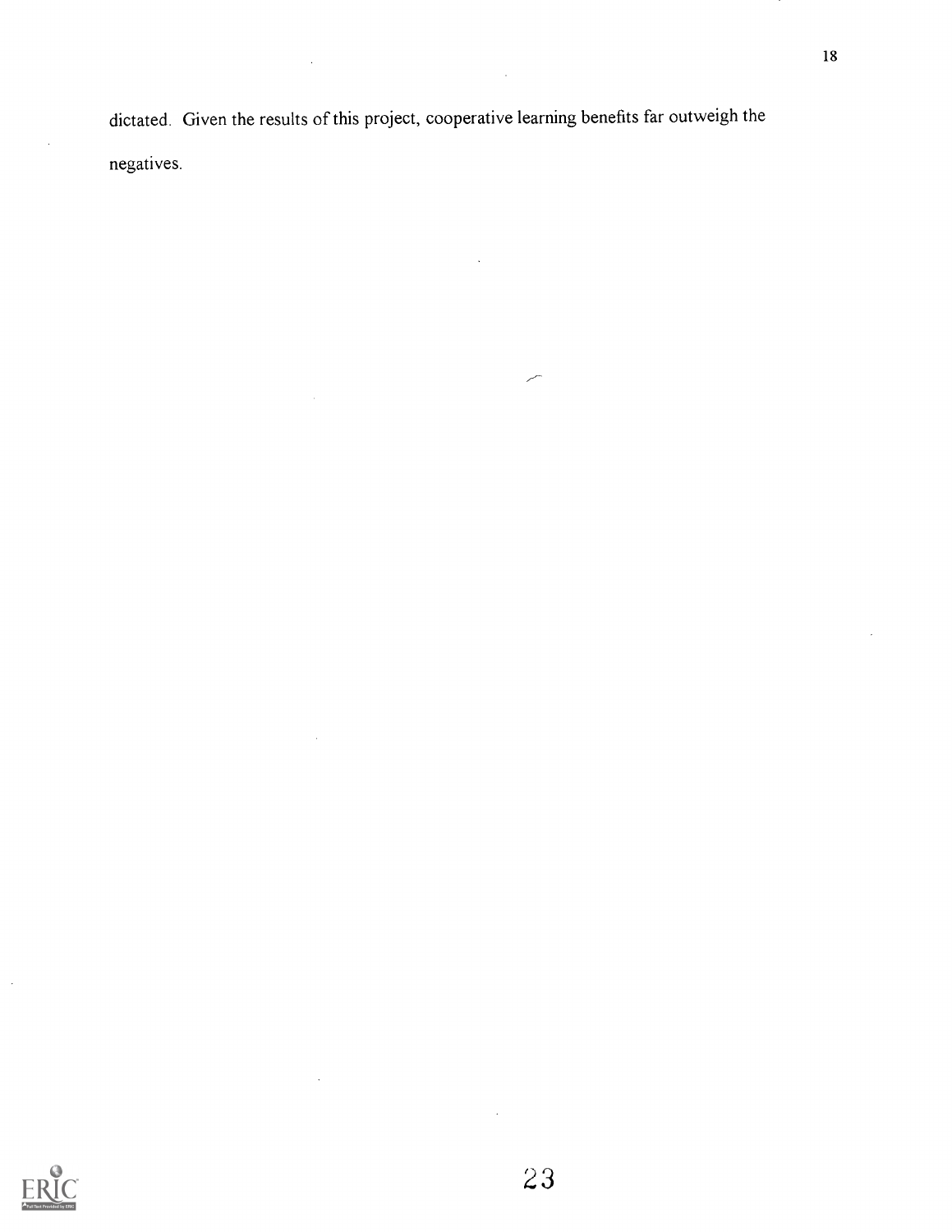dictated. Given the results of this project, cooperative learning benefits far outweigh the negatives.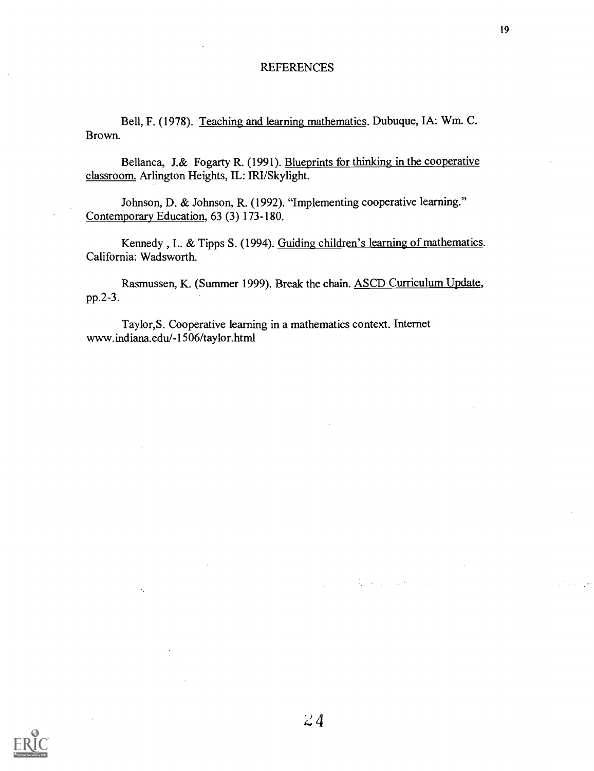# REFERENCES

Bell, F. (1978). Teaching and learning mathematics. Dubuque, IA: Wm. C. Brown.

Bellanca, J.& Fogarty R. (1991). Blueprints for thinking in the cooperative classroom. Arlington Heights, IL: IRI/Skylight.

Johnson, D. & Johnson, R. (1992). "Implementing cooperative learning." Contemporary Education, 63 (3) 173-180.

Kennedy , L. & Tipps S. (1994). Guiding children's learning of mathematics. California: Wadsworth.

Rasmussen, K. (Summer 1999). Break the chain. ASCD Curriculum Update, pp.2-3.

Taylor,S. Cooperative learning in a mathematics context. Internet www.indiana.edu/-1506/taylor.html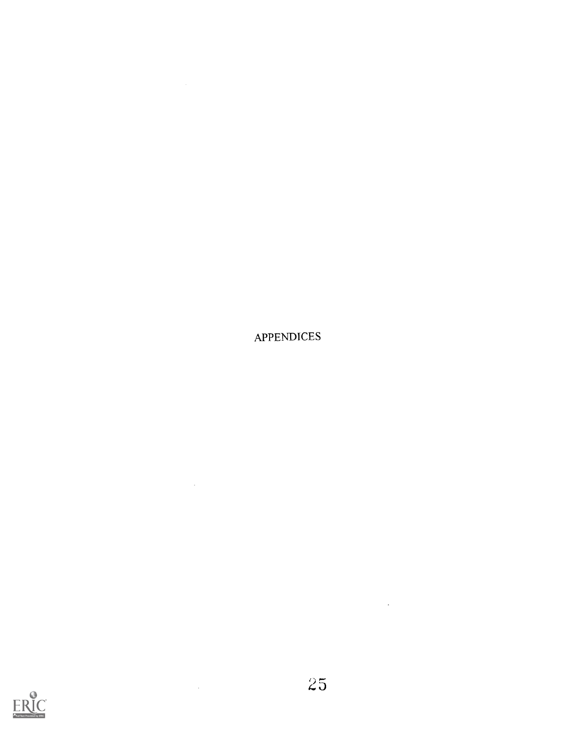# APPENDICES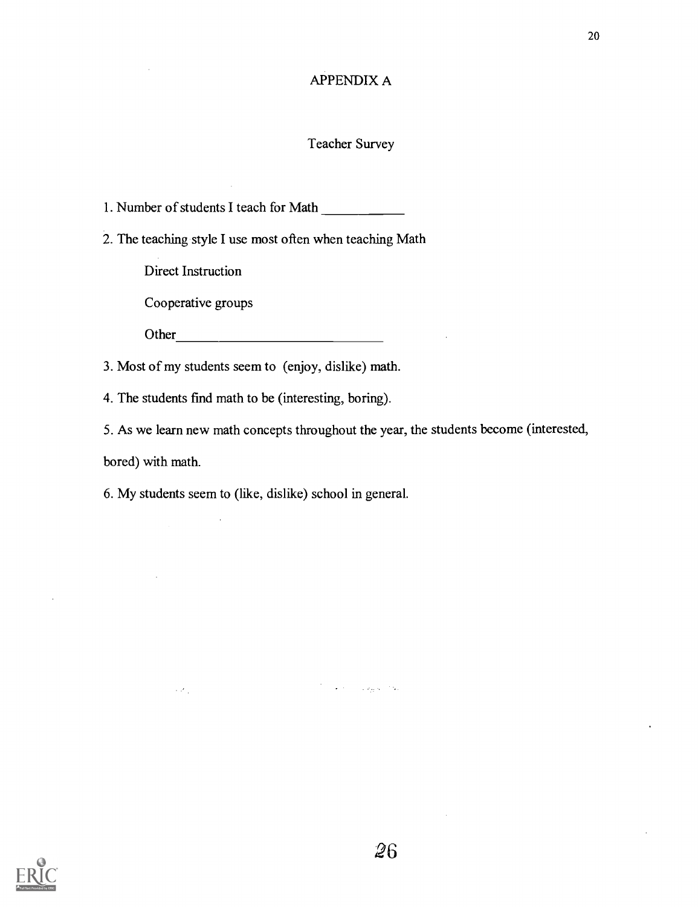# APPENDIX A

## Teacher Survey

1. Number of students I teach for Math ____________

2. The teaching style I use most often when teaching Math

   Direct Instruction

   Cooperative groups

   Other______________________________

3. Most of my students seem to (enjoy, dislike) math.

4. The students find math to be (interesting, boring).

5. As we learn new math concepts throughout the year, the students become (interested, bored) with math.

6. My students seem to (like, dislike) school in general.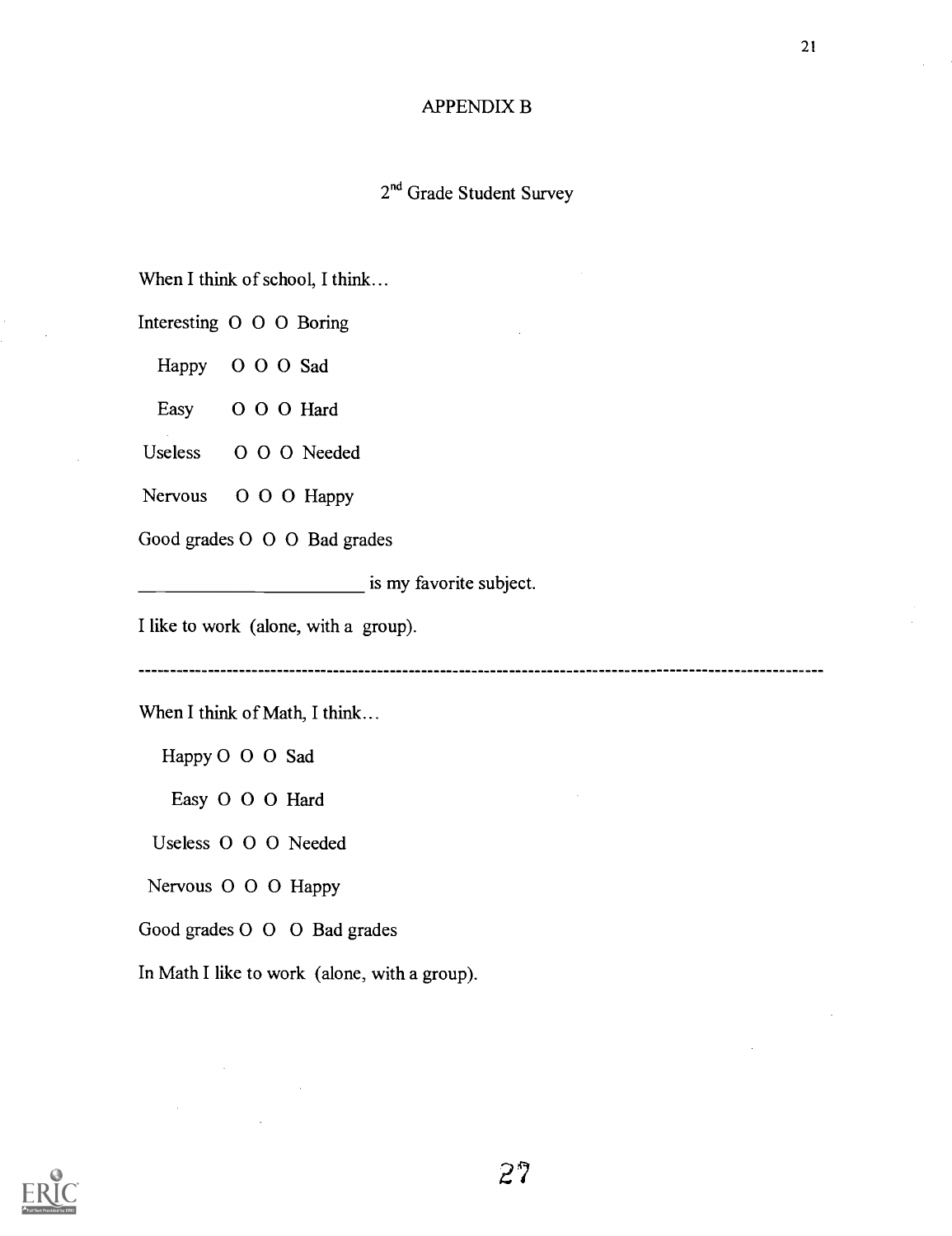# APPENDIX B

## 2nd Grade Student Survey

When I think of school, I think…

Interesting O O O Boring

Happy O O O Sad

Easy O O O Hard

Useless O O O Needed

Nervous O O O Happy

Good grades O O O Bad grades

______________________ is my favorite subject.

I like to work (alone, with a group).

---

When I think of Math, I think…

Happy O O O Sad

Easy O O O Hard

Useless O O O Needed

Nervous O O O Happy

Good grades O O O Bad grades

In Math I like to work (alone, with a group).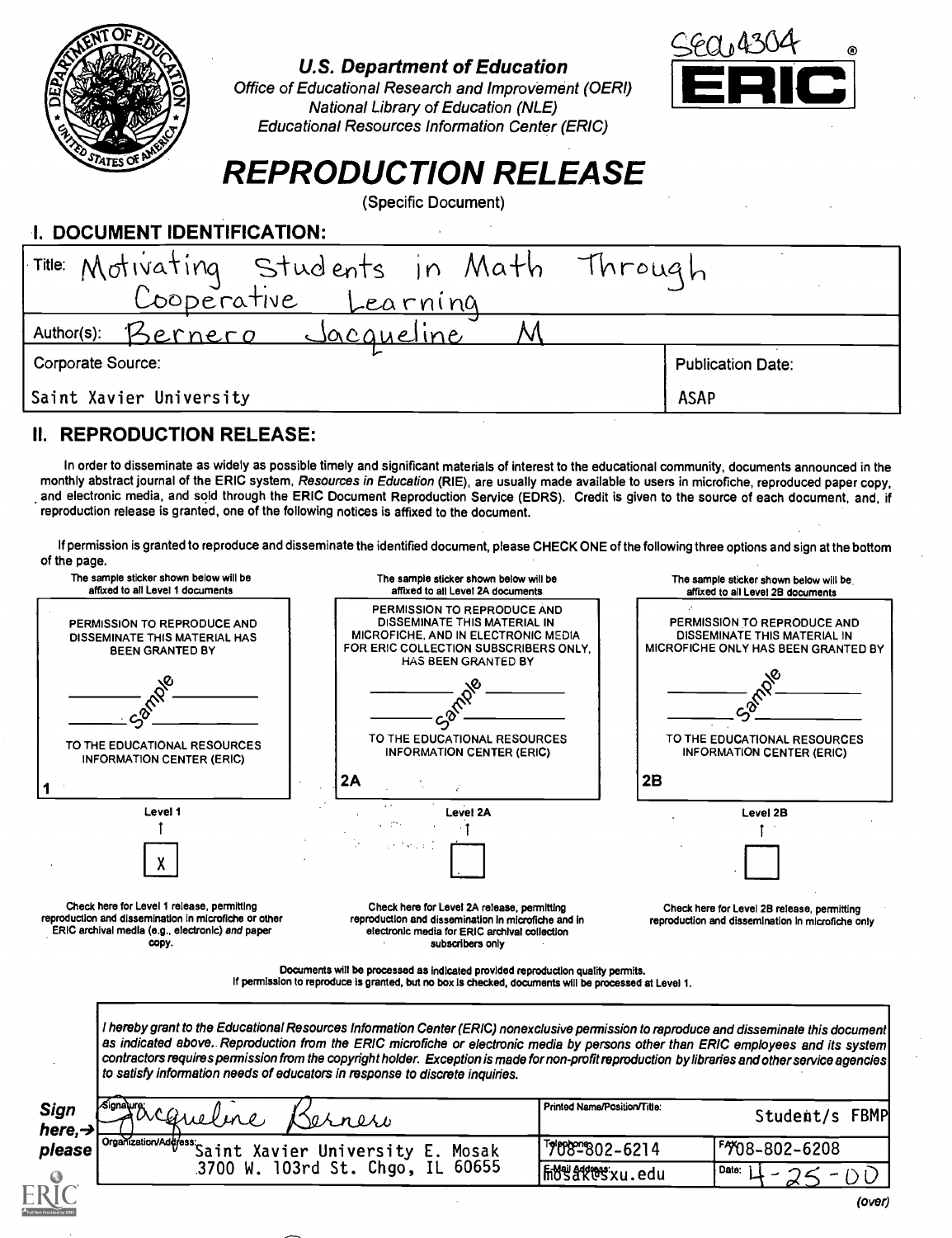SE064304

**U.S. Department of Education**
*Office of Educational Research and Improvement (OERI)*
*National Library of Education (NLE)*
*Educational Resources Information Center (ERIC)*

ERIC®

# REPRODUCTION RELEASE

(Specific Document)

## I. DOCUMENT IDENTIFICATION:

| | |
|---|---|
| Title: Motivating Students in Math Through Cooperative Learning | |
| Author(s): Bernero Jacqueline M | |
| Corporate Source: Saint Xavier University | Publication Date: ASAP |

## II. REPRODUCTION RELEASE:

In order to disseminate as widely as possible timely and significant materials of interest to the educational community, documents announced in the monthly abstract journal of the ERIC system, *Resources in Education* (RIE), are usually made available to users in microfiche, reproduced paper copy, and electronic media, and sold through the ERIC Document Reproduction Service (EDRS). Credit is given to the source of each document, and, if reproduction release is granted, one of the following notices is affixed to the document.

If permission is granted to reproduce and disseminate the identified document, please CHECK ONE of the following three options and sign at the bottom of the page.

| The sample sticker shown below will be affixed to all Level 1 documents | The sample sticker shown below will be affixed to all Level 2A documents | The sample sticker shown below will be affixed to all Level 2B documents |
|---|---|---|
| PERMISSION TO REPRODUCE AND DISSEMINATE THIS MATERIAL HAS BEEN GRANTED BY<br>Sample<br>TO THE EDUCATIONAL RESOURCES INFORMATION CENTER (ERIC)<br>1 | PERMISSION TO REPRODUCE AND DISSEMINATE THIS MATERIAL IN MICROFICHE, AND IN ELECTRONIC MEDIA FOR ERIC COLLECTION SUBSCRIBERS ONLY, HAS BEEN GRANTED BY<br>Sample<br>TO THE EDUCATIONAL RESOURCES INFORMATION CENTER (ERIC)<br>2A | PERMISSION TO REPRODUCE AND DISSEMINATE THIS MATERIAL IN MICROFICHE ONLY HAS BEEN GRANTED BY<br>Sample<br>TO THE EDUCATIONAL RESOURCES INFORMATION CENTER (ERIC)<br>2B |
| Level 1<br>[X] | Level 2A<br>[ ] | Level 2B<br>[ ] |
| Check here for Level 1 release, permitting reproduction and dissemination in microfiche or other ERIC archival media (e.g., electronic) *and* paper copy. | Check here for Level 2A release, permitting reproduction and dissemination in microfiche and in electronic media for ERIC archival collection subscribers only | Check here for Level 2B release, permitting reproduction and dissemination in microfiche only |

Documents will be processed as indicated provided reproduction quality permits.
If permission to reproduce is granted, but no box is checked, documents will be processed at Level 1.

*I hereby grant to the Educational Resources Information Center (ERIC) nonexclusive permission to reproduce and disseminate this document as indicated above. Reproduction from the ERIC microfiche or electronic media by persons other than ERIC employees and its system contractors requires permission from the copyright holder. Exception is made for non-profit reproduction by libraries and other service agencies to satisfy information needs of educators in response to discrete inquiries.*

**Sign here, → please**

| | | |
|---|---|---|
| Signature: Jacqueline Bernero | Printed Name/Position/Title: Student/s FBMP | |
| Organization/Address: Saint Xavier University E. Mosak 3700 W. 103rd St. Chgo, IL 60655 | Telephone: 708-802-6214 | FAX: 708-802-6208 |
| | E-Mail Address: mosak@sxu.edu | Date: 4-25-00 |

(over)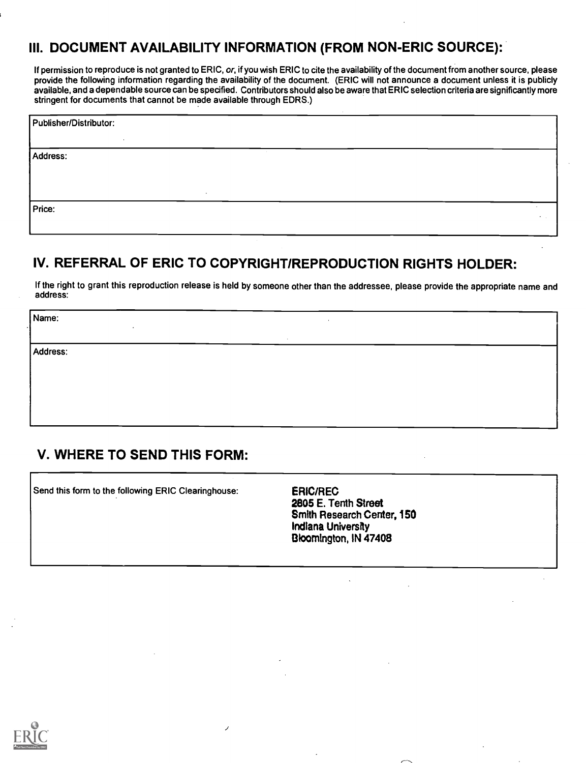## III. DOCUMENT AVAILABILITY INFORMATION (FROM NON-ERIC SOURCE):

If permission to reproduce is not granted to ERIC, *or*, if you wish ERIC to cite the availability of the document from another source, please provide the following information regarding the availability of the document. (ERIC will not announce a document unless it is publicly available, and a dependable source can be specified. Contributors should also be aware that ERIC selection criteria are significantly more stringent for documents that cannot be made available through EDRS.)

Publisher/Distributor:

Address:

Price:

## IV. REFERRAL OF ERIC TO COPYRIGHT/REPRODUCTION RIGHTS HOLDER:

If the right to grant this reproduction release is held by someone other than the addressee, please provide the appropriate name and address:

Name:

Address:

## V. WHERE TO SEND THIS FORM:

Send this form to the following ERIC Clearinghouse:

**ERIC/REC**
**2805 E. Tenth Street**
**Smith Research Center, 150**
**Indiana University**
**Bloomington, IN 47408**